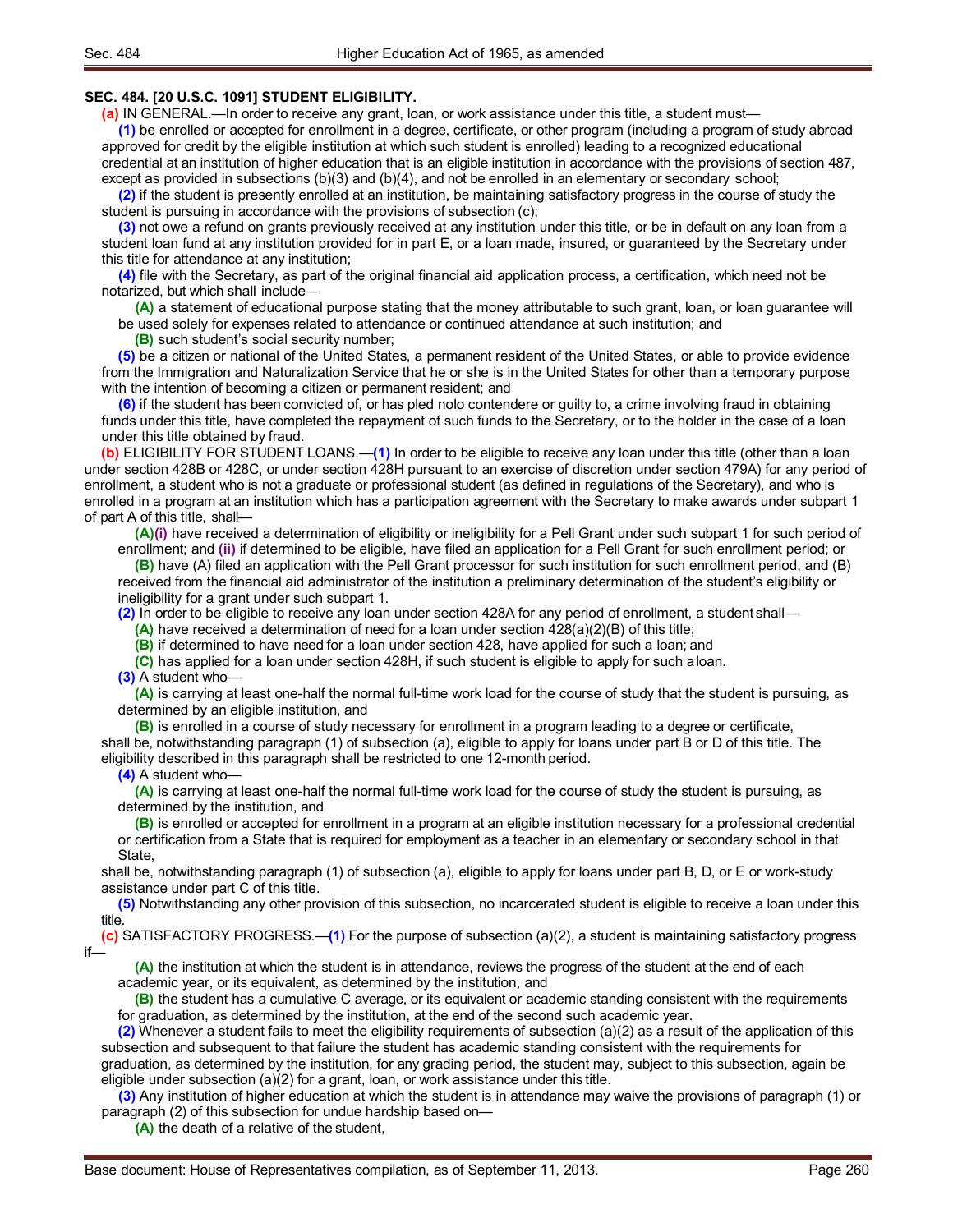**SEC. 484. [20 U.S.C. 1091] STUDENT ELIGIBILITY.**

(a) IN GENERAL.—In order to receive any grant, loan, or work assistance under this title, a student must—

(1) be enrolled or accepted for enrollment in a degree, certificate, or other program (including a program of study abroad approved for credit by the eligible institution at which such student is enrolled) leading to a recognized educational credential at an institution of higher education that is an eligible institution in accordance with the provisions of section 487, except as provided in subsections (b)(3) and (b)(4), and not be enrolled in an elementary or secondary school;

(2) if the student is presently enrolled at an institution, be maintaining satisfactory progress in the course of study the student is pursuing in accordance with the provisions of subsection (c);

(3) not owe a refund on grants previously received at any institution under this title, or be in default on any loan from a student loan fund at any institution provided for in part E, or a loan made, insured, or guaranteed by the Secretary under this title for attendance at any institution;

(4) file with the Secretary, as part of the original financial aid application process, a certification, which need not be notarized, but which shall include—

(A) a statement of educational purpose stating that the money attributable to such grant, loan, or loan guarantee will be used solely for expenses related to attendance or continued attendance at such institution; and

(B) such student's social security number;

(5) be a citizen or national of the United States, a permanent resident of the United States, or able to provide evidence from the Immigration and Naturalization Service that he or she is in the United States for other than a temporary purpose with the intention of becoming a citizen or permanent resident; and

(6) if the student has been convicted of, or has pled nolo contendere or guilty to, a crime involving fraud in obtaining funds under this title, have completed the repayment of such funds to the Secretary, or to the holder in the case of a loan under this title obtained by fraud.

(b) ELIGIBILITY FOR STUDENT LOANS.—(1) In order to be eligible to receive any loan under this title (other than a loan under section 428B or 428C, or under section 428H pursuant to an exercise of discretion under section 479A) for any period of enrollment, a student who is not a graduate or professional student (as defined in regulations of the Secretary), and who is enrolled in a program at an institution which has a participation agreement with the Secretary to make awards under subpart 1 of part A of this title, shall—

(A)(i) have received a determination of eligibility or ineligibility for a Pell Grant under such subpart 1 for such period of enrollment; and (ii) if determined to be eligible, have filed an application for a Pell Grant for such enrollment period; or

(B) have (A) filed an application with the Pell Grant processor for such institution for such enrollment period, and (B) received from the financial aid administrator of the institution a preliminary determination of the student's eligibility or ineligibility for a grant under such subpart 1.

(2) In order to be eligible to receive any loan under section 428A for any period of enrollment, a student shall—

(A) have received a determination of need for a loan under section 428(a)(2)(B) of this title;

(B) if determined to have need for a loan under section 428, have applied for such a loan; and

(C) has applied for a loan under section 428H, if such student is eligible to apply for such a loan.

(3) A student who—

(A) is carrying at least one-half the normal full-time work load for the course of study that the student is pursuing, as determined by an eligible institution, and

(B) is enrolled in a course of study necessary for enrollment in a program leading to a degree or certificate,

shall be, notwithstanding paragraph (1) of subsection (a), eligible to apply for loans under part B or D of this title. The eligibility described in this paragraph shall be restricted to one 12-month period.

(4) A student who—

(A) is carrying at least one-half the normal full-time work load for the course of study the student is pursuing, as determined by the institution, and

(B) is enrolled or accepted for enrollment in a program at an eligible institution necessary for a professional credential or certification from a State that is required for employment as a teacher in an elementary or secondary school in that State,

shall be, notwithstanding paragraph (1) of subsection (a), eligible to apply for loans under part B, D, or E or work-study assistance under part C of this title.

(5) Notwithstanding any other provision of this subsection, no incarcerated student is eligible to receive a loan under this title.

(c) SATISFACTORY PROGRESS.—(1) For the purpose of subsection (a)(2), a student is maintaining satisfactory progress if—

(A) the institution at which the student is in attendance, reviews the progress of the student at the end of each academic year, or its equivalent, as determined by the institution, and

(B) the student has a cumulative C average, or its equivalent or academic standing consistent with the requirements for graduation, as determined by the institution, at the end of the second such academic year.

(2) Whenever a student fails to meet the eligibility requirements of subsection (a)(2) as a result of the application of this subsection and subsequent to that failure the student has academic standing consistent with the requirements for graduation, as determined by the institution, for any grading period, the student may, subject to this subsection, again be eligible under subsection (a)(2) for a grant, loan, or work assistance under this title.

(3) Any institution of higher education at which the student is in attendance may waive the provisions of paragraph (1) or paragraph (2) of this subsection for undue hardship based on—

(A) the death of a relative of the student,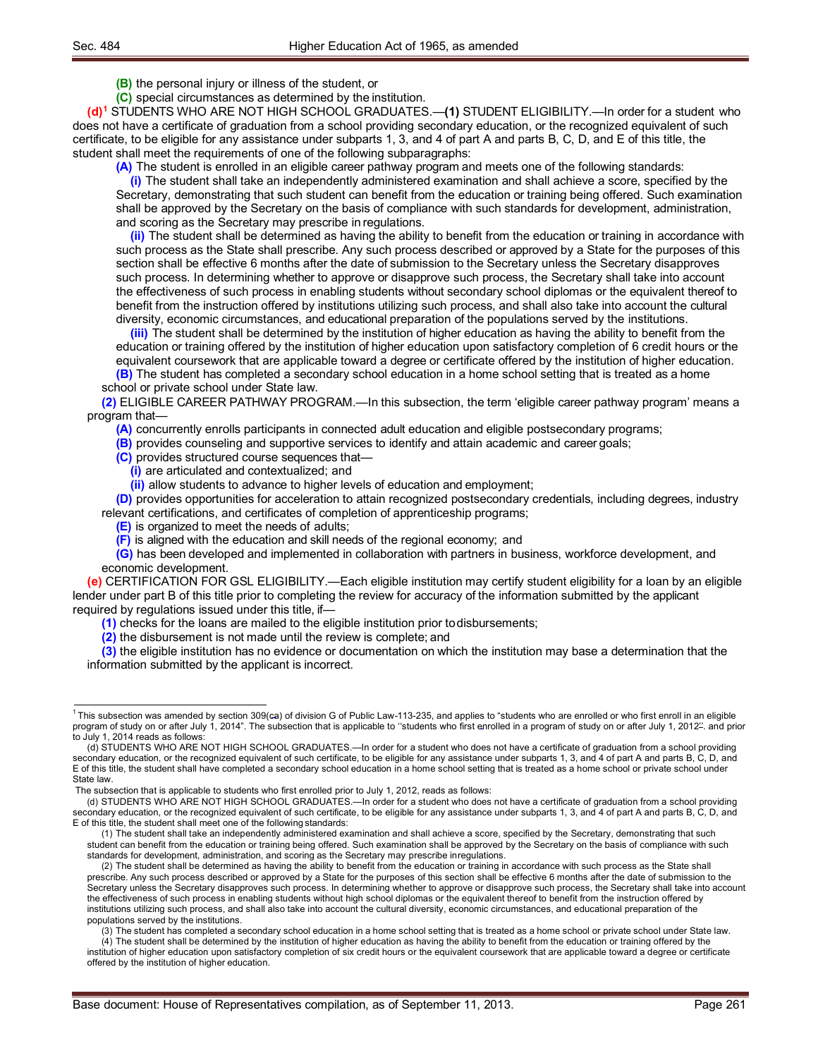**(B)** the personal injury or illness of the student, or

**(C)** special circumstances as determined by the institution.

**(d)**[1] STUDENTS WHO ARE NOT HIGH SCHOOL GRADUATES.—**(1)** STUDENT ELIGIBILITY.—In order for a student who does not have a certificate of graduation from a school providing secondary education, or the recognized equivalent of such certificate, to be eligible for any assistance under subparts 1, 3, and 4 of part A and parts B, C, D, and E of this title, the student shall meet the requirements of one of the following subparagraphs:

**(A)** The student is enrolled in an eligible career pathway program and meets one of the following standards:

**(i)** The student shall take an independently administered examination and shall achieve a score, specified by the Secretary, demonstrating that such student can benefit from the education or training being offered. Such examination shall be approved by the Secretary on the basis of compliance with such standards for development, administration, and scoring as the Secretary may prescribe in regulations.

**(ii)** The student shall be determined as having the ability to benefit from the education or training in accordance with such process as the State shall prescribe. Any such process described or approved by a State for the purposes of this section shall be effective 6 months after the date of submission to the Secretary unless the Secretary disapproves such process. In determining whether to approve or disapprove such process, the Secretary shall take into account the effectiveness of such process in enabling students without secondary school diplomas or the equivalent thereof to benefit from the instruction offered by institutions utilizing such process, and shall also take into account the cultural diversity, economic circumstances, and educational preparation of the populations served by the institutions.

**(iii)** The student shall be determined by the institution of higher education as having the ability to benefit from the education or training offered by the institution of higher education upon satisfactory completion of 6 credit hours or the equivalent coursework that are applicable toward a degree or certificate offered by the institution of higher education.

**(B)** The student has completed a secondary school education in a home school setting that is treated as a home school or private school under State law.

**(2)** ELIGIBLE CAREER PATHWAY PROGRAM.—In this subsection, the term 'eligible career pathway program' means a program that—

**(A)** concurrently enrolls participants in connected adult education and eligible postsecondary programs;

**(B)** provides counseling and supportive services to identify and attain academic and career goals;

**(C)** provides structured course sequences that—

**(i)** are articulated and contextualized; and

**(ii)** allow students to advance to higher levels of education and employment;

**(D)** provides opportunities for acceleration to attain recognized postsecondary credentials, including degrees, industry relevant certifications, and certificates of completion of apprenticeship programs;

**(E)** is organized to meet the needs of adults;

**(F)** is aligned with the education and skill needs of the regional economy; and

**(G)** has been developed and implemented in collaboration with partners in business, workforce development, and economic development.

**(e)** CERTIFICATION FOR GSL ELIGIBILITY.—Each eligible institution may certify student eligibility for a loan by an eligible lender under part B of this title prior to completing the review for accuracy of the information submitted by the applicant required by regulations issued under this title, if—

**(1)** checks for the loans are mailed to the eligible institution prior to disbursements;

**(2)** the disbursement is not made until the review is complete; and

**(3)** the eligible institution has no evidence or documentation on which the institution may base a determination that the information submitted by the applicant is incorrect.

---

[1] This subsection was amended by section 309(ca) of division G of Public Law-113-235, and applies to "students who are enrolled or who first enroll in an eligible program of study on or after July 1, 2014". The subsection that is applicable to ''students who first enrolled in a program of study on or after July 1, 2012''. and prior to July 1, 2014 reads as follows:

(d) STUDENTS WHO ARE NOT HIGH SCHOOL GRADUATES.—In order for a student who does not have a certificate of graduation from a school providing secondary education, or the recognized equivalent of such certificate, to be eligible for any assistance under subparts 1, 3, and 4 of part A and parts B, C, D, and E of this title, the student shall have completed a secondary school education in a home school setting that is treated as a home school or private school under State law.

The subsection that is applicable to students who first enrolled prior to July 1, 2012, reads as follows:

(d) STUDENTS WHO ARE NOT HIGH SCHOOL GRADUATES.—In order for a student who does not have a certificate of graduation from a school providing secondary education, or the recognized equivalent of such certificate, to be eligible for any assistance under subparts 1, 3, and 4 of part A and parts B, C, D, and E of this title, the student shall meet one of the following standards:

(1) The student shall take an independently administered examination and shall achieve a score, specified by the Secretary, demonstrating that such student can benefit from the education or training being offered. Such examination shall be approved by the Secretary on the basis of compliance with such standards for development, administration, and scoring as the Secretary may prescribe in regulations.

(2) The student shall be determined as having the ability to benefit from the education or training in accordance with such process as the State shall prescribe. Any such process described or approved by a State for the purposes of this section shall be effective 6 months after the date of submission to the Secretary unless the Secretary disapproves such process. In determining whether to approve or disapprove such process, the Secretary shall take into account the effectiveness of such process in enabling students without high school diplomas or the equivalent thereof to benefit from the instruction offered by institutions utilizing such process, and shall also take into account the cultural diversity, economic circumstances, and educational preparation of the populations served by the institutions.

(3) The student has completed a secondary school education in a home school setting that is treated as a home school or private school under State law.

(4) The student shall be determined by the institution of higher education as having the ability to benefit from the education or training offered by the institution of higher education upon satisfactory completion of six credit hours or the equivalent coursework that are applicable toward a degree or certificate offered by the institution of higher education.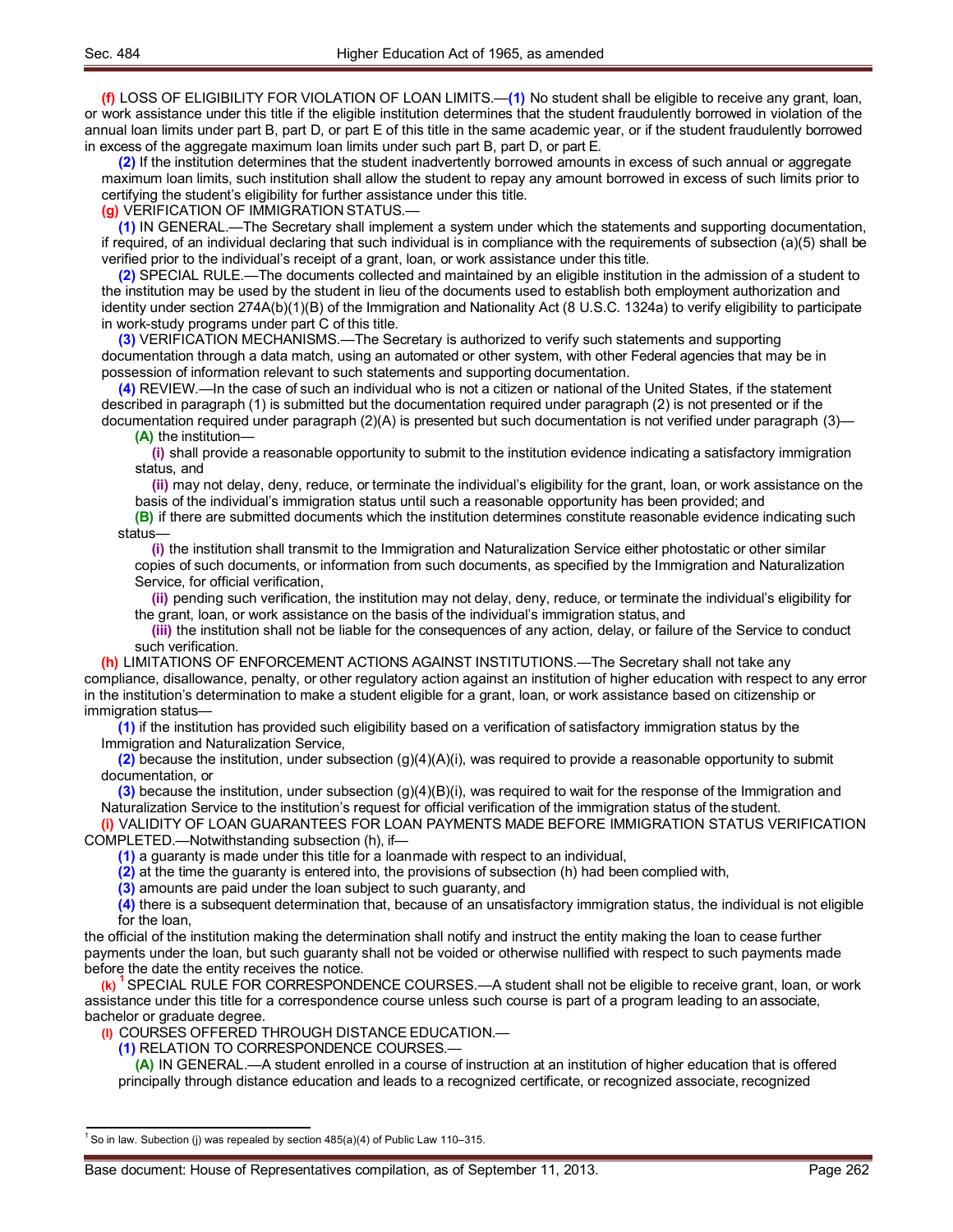**(f)** LOSS OF ELIGIBILITY FOR VIOLATION OF LOAN LIMITS.—**(1)** No student shall be eligible to receive any grant, loan, or work assistance under this title if the eligible institution determines that the student fraudulently borrowed in violation of the annual loan limits under part B, part D, or part E of this title in the same academic year, or if the student fraudulently borrowed in excess of the aggregate maximum loan limits under such part B, part D, or part E.

**(2)** If the institution determines that the student inadvertently borrowed amounts in excess of such annual or aggregate maximum loan limits, such institution shall allow the student to repay any amount borrowed in excess of such limits prior to certifying the student's eligibility for further assistance under this title.

**(g)** VERIFICATION OF IMMIGRATION STATUS.—

**(1)** IN GENERAL.—The Secretary shall implement a system under which the statements and supporting documentation, if required, of an individual declaring that such individual is in compliance with the requirements of subsection (a)(5) shall be verified prior to the individual's receipt of a grant, loan, or work assistance under this title.

**(2)** SPECIAL RULE.—The documents collected and maintained by an eligible institution in the admission of a student to the institution may be used by the student in lieu of the documents used to establish both employment authorization and identity under section 274A(b)(1)(B) of the Immigration and Nationality Act (8 U.S.C. 1324a) to verify eligibility to participate in work-study programs under part C of this title.

**(3)** VERIFICATION MECHANISMS.—The Secretary is authorized to verify such statements and supporting documentation through a data match, using an automated or other system, with other Federal agencies that may be in possession of information relevant to such statements and supporting documentation.

**(4)** REVIEW.—In the case of such an individual who is not a citizen or national of the United States, if the statement described in paragraph (1) is submitted but the documentation required under paragraph (2) is not presented or if the documentation required under paragraph (2)(A) is presented but such documentation is not verified under paragraph (3)—

**(A)** the institution—

**(i)** shall provide a reasonable opportunity to submit to the institution evidence indicating a satisfactory immigration status, and

**(ii)** may not delay, deny, reduce, or terminate the individual's eligibility for the grant, loan, or work assistance on the basis of the individual's immigration status until such a reasonable opportunity has been provided; and

**(B)** if there are submitted documents which the institution determines constitute reasonable evidence indicating such status—

**(i)** the institution shall transmit to the Immigration and Naturalization Service either photostatic or other similar copies of such documents, or information from such documents, as specified by the Immigration and Naturalization Service, for official verification,

**(ii)** pending such verification, the institution may not delay, deny, reduce, or terminate the individual's eligibility for the grant, loan, or work assistance on the basis of the individual's immigration status, and

**(iii)** the institution shall not be liable for the consequences of any action, delay, or failure of the Service to conduct such verification.

**(h)** LIMITATIONS OF ENFORCEMENT ACTIONS AGAINST INSTITUTIONS.—The Secretary shall not take any compliance, disallowance, penalty, or other regulatory action against an institution of higher education with respect to any error in the institution's determination to make a student eligible for a grant, loan, or work assistance based on citizenship or immigration status—

**(1)** if the institution has provided such eligibility based on a verification of satisfactory immigration status by the Immigration and Naturalization Service,

**(2)** because the institution, under subsection (g)(4)(A)(i), was required to provide a reasonable opportunity to submit documentation, or

**(3)** because the institution, under subsection (g)(4)(B)(i), was required to wait for the response of the Immigration and Naturalization Service to the institution's request for official verification of the immigration status of the student.

**(i)** VALIDITY OF LOAN GUARANTEES FOR LOAN PAYMENTS MADE BEFORE IMMIGRATION STATUS VERIFICATION COMPLETED.—Notwithstanding subsection (h), if—

**(1)** a guaranty is made under this title for a loan made with respect to an individual,

**(2)** at the time the guaranty is entered into, the provisions of subsection (h) had been complied with,

**(3)** amounts are paid under the loan subject to such guaranty, and

**(4)** there is a subsequent determination that, because of an unsatisfactory immigration status, the individual is not eligible for the loan,

the official of the institution making the determination shall notify and instruct the entity making the loan to cease further payments under the loan, but such guaranty shall not be voided or otherwise nullified with respect to such payments made before the date the entity receives the notice.

**(k)** [1] SPECIAL RULE FOR CORRESPONDENCE COURSES.—A student shall not be eligible to receive grant, loan, or work assistance under this title for a correspondence course unless such course is part of a program leading to an associate, bachelor or graduate degree.

**(l)** COURSES OFFERED THROUGH DISTANCE EDUCATION.—

**(1)** RELATION TO CORRESPONDENCE COURSES.—

**(A)** IN GENERAL.—A student enrolled in a course of instruction at an institution of higher education that is offered principally through distance education and leads to a recognized certificate, or recognized associate, recognized

---

[1] So in law. Subection (j) was repealed by section 485(a)(4) of Public Law 110–315.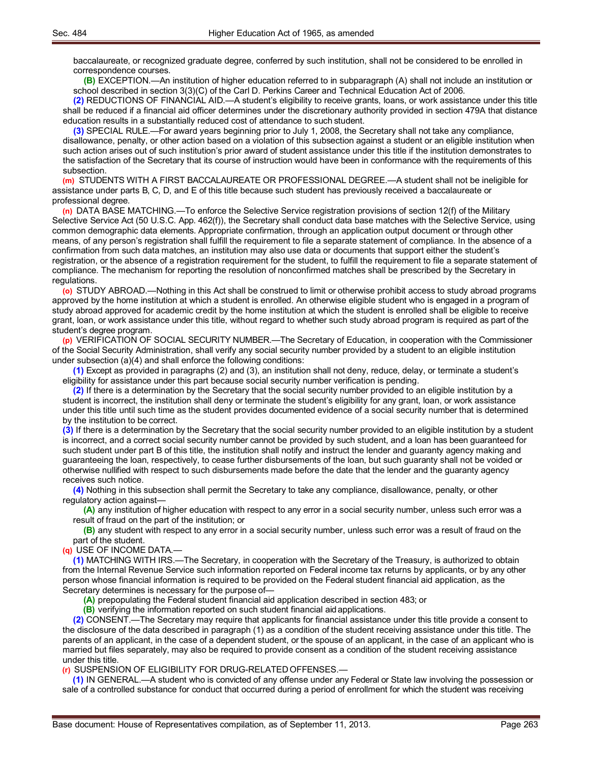baccalaureate, or recognized graduate degree, conferred by such institution, shall not be considered to be enrolled in correspondence courses.

**(B)** EXCEPTION.—An institution of higher education referred to in subparagraph (A) shall not include an institution or school described in section 3(3)(C) of the Carl D. Perkins Career and Technical Education Act of 2006.

**(2)** REDUCTIONS OF FINANCIAL AID.—A student's eligibility to receive grants, loans, or work assistance under this title shall be reduced if a financial aid officer determines under the discretionary authority provided in section 479A that distance education results in a substantially reduced cost of attendance to such student.

**(3)** SPECIAL RULE.—For award years beginning prior to July 1, 2008, the Secretary shall not take any compliance, disallowance, penalty, or other action based on a violation of this subsection against a student or an eligible institution when such action arises out of such institution's prior award of student assistance under this title if the institution demonstrates to the satisfaction of the Secretary that its course of instruction would have been in conformance with the requirements of this subsection.

**(m)** STUDENTS WITH A FIRST BACCALAUREATE OR PROFESSIONAL DEGREE.—A student shall not be ineligible for assistance under parts B, C, D, and E of this title because such student has previously received a baccalaureate or professional degree.

**(n)** DATA BASE MATCHING.—To enforce the Selective Service registration provisions of section 12(f) of the Military Selective Service Act (50 U.S.C. App. 462(f)), the Secretary shall conduct data base matches with the Selective Service, using common demographic data elements. Appropriate confirmation, through an application output document or through other means, of any person's registration shall fulfill the requirement to file a separate statement of compliance. In the absence of a confirmation from such data matches, an institution may also use data or documents that support either the student's registration, or the absence of a registration requirement for the student, to fulfill the requirement to file a separate statement of compliance. The mechanism for reporting the resolution of nonconfirmed matches shall be prescribed by the Secretary in regulations.

**(o)** STUDY ABROAD.—Nothing in this Act shall be construed to limit or otherwise prohibit access to study abroad programs approved by the home institution at which a student is enrolled. An otherwise eligible student who is engaged in a program of study abroad approved for academic credit by the home institution at which the student is enrolled shall be eligible to receive grant, loan, or work assistance under this title, without regard to whether such study abroad program is required as part of the student's degree program.

**(p)** VERIFICATION OF SOCIAL SECURITY NUMBER.—The Secretary of Education, in cooperation with the Commissioner of the Social Security Administration, shall verify any social security number provided by a student to an eligible institution under subsection (a)(4) and shall enforce the following conditions:

**(1)** Except as provided in paragraphs (2) and (3), an institution shall not deny, reduce, delay, or terminate a student's eligibility for assistance under this part because social security number verification is pending.

**(2)** If there is a determination by the Secretary that the social security number provided to an eligible institution by a student is incorrect, the institution shall deny or terminate the student's eligibility for any grant, loan, or work assistance under this title until such time as the student provides documented evidence of a social security number that is determined by the institution to be correct.

**(3)** If there is a determination by the Secretary that the social security number provided to an eligible institution by a student is incorrect, and a correct social security number cannot be provided by such student, and a loan has been guaranteed for such student under part B of this title, the institution shall notify and instruct the lender and guaranty agency making and guaranteeing the loan, respectively, to cease further disbursements of the loan, but such guaranty shall not be voided or otherwise nullified with respect to such disbursements made before the date that the lender and the guaranty agency receives such notice.

**(4)** Nothing in this subsection shall permit the Secretary to take any compliance, disallowance, penalty, or other regulatory action against—

**(A)** any institution of higher education with respect to any error in a social security number, unless such error was a result of fraud on the part of the institution; or

**(B)** any student with respect to any error in a social security number, unless such error was a result of fraud on the part of the student.

**(q)** USE OF INCOME DATA.—

**(1)** MATCHING WITH IRS.—The Secretary, in cooperation with the Secretary of the Treasury, is authorized to obtain from the Internal Revenue Service such information reported on Federal income tax returns by applicants, or by any other person whose financial information is required to be provided on the Federal student financial aid application, as the Secretary determines is necessary for the purpose of—

**(A)** prepopulating the Federal student financial aid application described in section 483; or

**(B)** verifying the information reported on such student financial aid applications.

**(2)** CONSENT.—The Secretary may require that applicants for financial assistance under this title provide a consent to the disclosure of the data described in paragraph (1) as a condition of the student receiving assistance under this title. The parents of an applicant, in the case of a dependent student, or the spouse of an applicant, in the case of an applicant who is married but files separately, may also be required to provide consent as a condition of the student receiving assistance under this title.

**(r)** SUSPENSION OF ELIGIBILITY FOR DRUG-RELATED OFFENSES.—

**(1)** IN GENERAL.—A student who is convicted of any offense under any Federal or State law involving the possession or sale of a controlled substance for conduct that occurred during a period of enrollment for which the student was receiving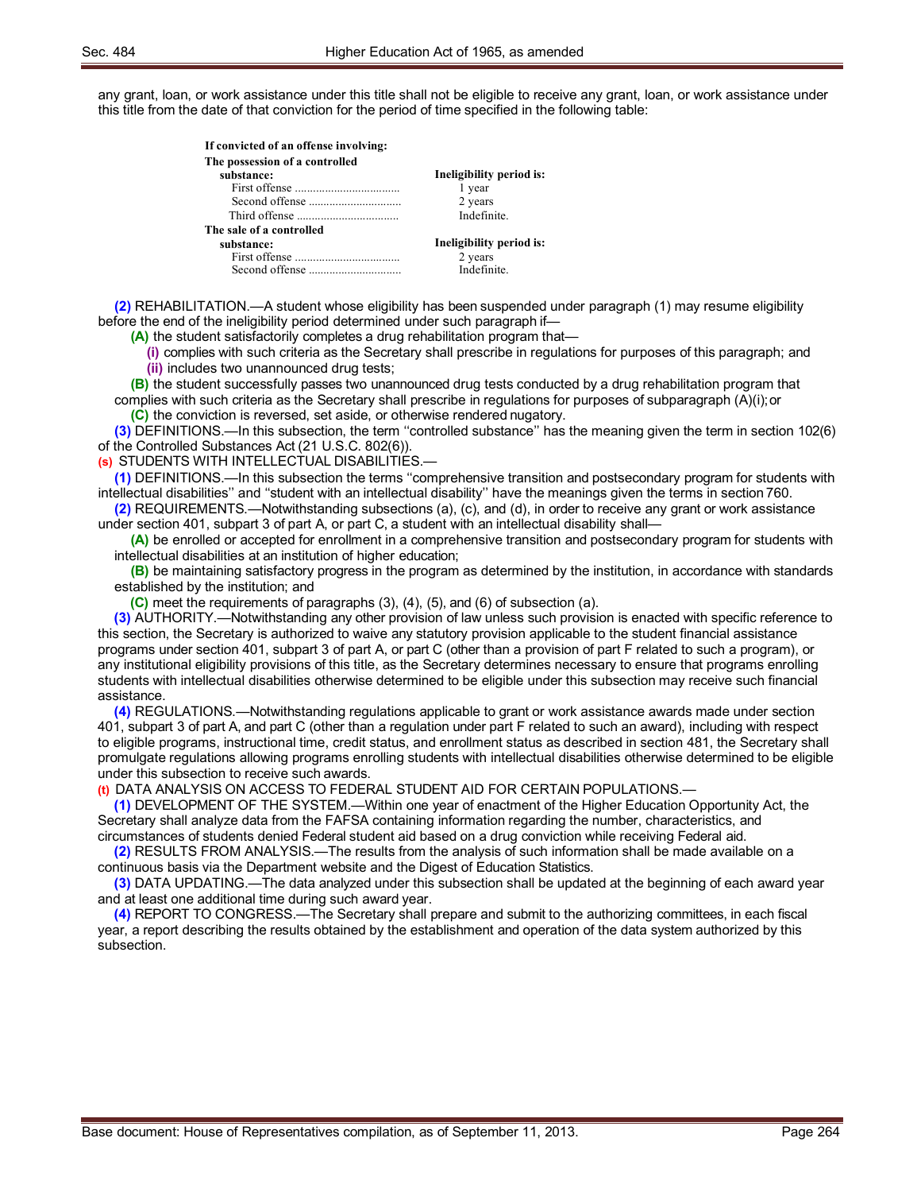any grant, loan, or work assistance under this title shall not be eligible to receive any grant, loan, or work assistance under this title from the date of that conviction for the period of time specified in the following table:

| If convicted of an offense involving: | |
|---|---|
| **The possession of a controlled substance:** | **Ineligibility period is:** |
| First offense | 1 year |
| Second offense | 2 years |
| Third offense | Indefinite. |
| **The sale of a controlled substance:** | **Ineligibility period is:** |
| First offense | 2 years |
| Second offense | Indefinite. |

**(2)** REHABILITATION.—A student whose eligibility has been suspended under paragraph (1) may resume eligibility before the end of the ineligibility period determined under such paragraph if—

**(A)** the student satisfactorily completes a drug rehabilitation program that—

**(i)** complies with such criteria as the Secretary shall prescribe in regulations for purposes of this paragraph; and

**(ii)** includes two unannounced drug tests;

**(B)** the student successfully passes two unannounced drug tests conducted by a drug rehabilitation program that complies with such criteria as the Secretary shall prescribe in regulations for purposes of subparagraph (A)(i); or

**(C)** the conviction is reversed, set aside, or otherwise rendered nugatory.

**(3)** DEFINITIONS.—In this subsection, the term ''controlled substance'' has the meaning given the term in section 102(6) of the Controlled Substances Act (21 U.S.C. 802(6)).

**(s)** STUDENTS WITH INTELLECTUAL DISABILITIES.—

**(1)** DEFINITIONS.—In this subsection the terms ''comprehensive transition and postsecondary program for students with intellectual disabilities'' and ''student with an intellectual disability'' have the meanings given the terms in section 760.

**(2)** REQUIREMENTS.—Notwithstanding subsections (a), (c), and (d), in order to receive any grant or work assistance under section 401, subpart 3 of part A, or part C, a student with an intellectual disability shall—

**(A)** be enrolled or accepted for enrollment in a comprehensive transition and postsecondary program for students with intellectual disabilities at an institution of higher education;

**(B)** be maintaining satisfactory progress in the program as determined by the institution, in accordance with standards established by the institution; and

**(C)** meet the requirements of paragraphs (3), (4), (5), and (6) of subsection (a).

**(3)** AUTHORITY.—Notwithstanding any other provision of law unless such provision is enacted with specific reference to this section, the Secretary is authorized to waive any statutory provision applicable to the student financial assistance programs under section 401, subpart 3 of part A, or part C (other than a provision of part F related to such a program), or any institutional eligibility provisions of this title, as the Secretary determines necessary to ensure that programs enrolling students with intellectual disabilities otherwise determined to be eligible under this subsection may receive such financial assistance.

**(4)** REGULATIONS.—Notwithstanding regulations applicable to grant or work assistance awards made under section 401, subpart 3 of part A, and part C (other than a regulation under part F related to such an award), including with respect to eligible programs, instructional time, credit status, and enrollment status as described in section 481, the Secretary shall promulgate regulations allowing programs enrolling students with intellectual disabilities otherwise determined to be eligible under this subsection to receive such awards.

**(t)** DATA ANALYSIS ON ACCESS TO FEDERAL STUDENT AID FOR CERTAIN POPULATIONS.—

**(1)** DEVELOPMENT OF THE SYSTEM.—Within one year of enactment of the Higher Education Opportunity Act, the Secretary shall analyze data from the FAFSA containing information regarding the number, characteristics, and circumstances of students denied Federal student aid based on a drug conviction while receiving Federal aid.

**(2)** RESULTS FROM ANALYSIS.—The results from the analysis of such information shall be made available on a continuous basis via the Department website and the Digest of Education Statistics.

**(3)** DATA UPDATING.—The data analyzed under this subsection shall be updated at the beginning of each award year and at least one additional time during such award year.

**(4)** REPORT TO CONGRESS.—The Secretary shall prepare and submit to the authorizing committees, in each fiscal year, a report describing the results obtained by the establishment and operation of the data system authorized by this subsection.